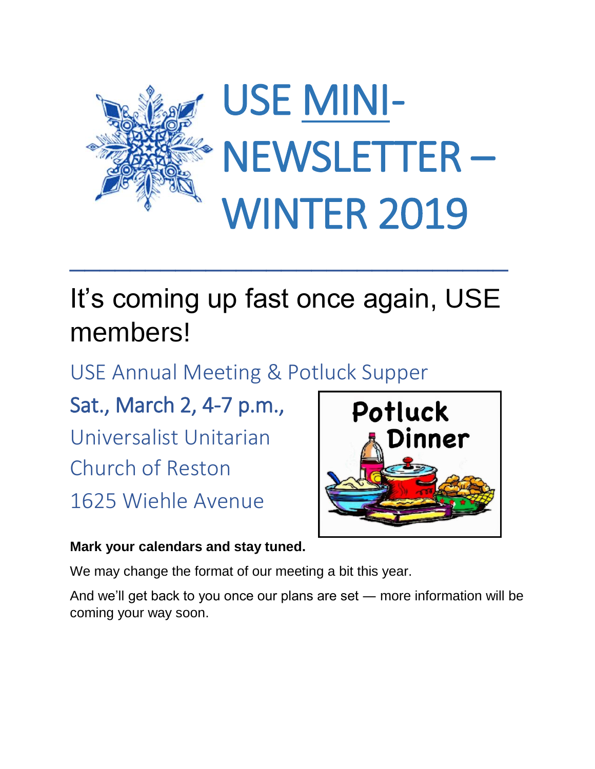# USE MINI-NEWSLETTER – WINTER 2019

---

## It's coming up fast once again, USE members!

### USE Annual Meeting & Potluck Supper

**Sat., March 2, 4-7 p.m.,**
Universalist Unitarian Church of Reston
1625 Wiehle Avenue

**Mark your calendars and stay tuned.**

We may change the format of our meeting a bit this year.

And we'll get back to you once our plans are set — more information will be coming your way soon.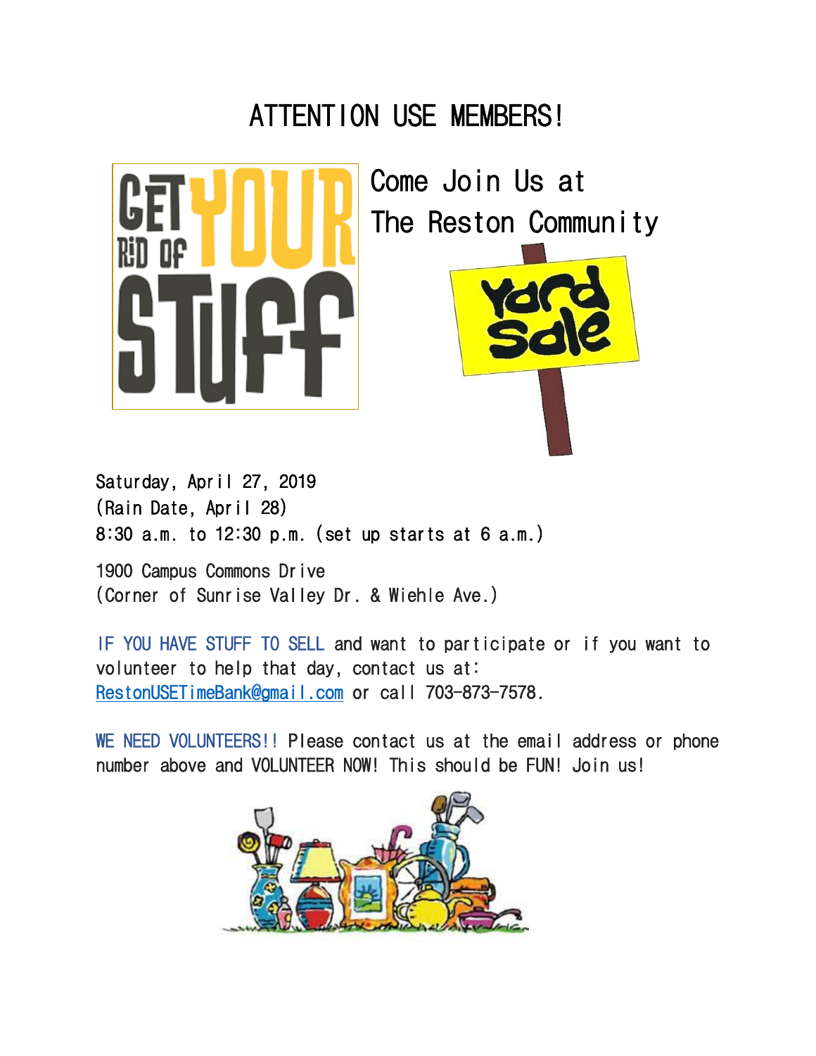# ATTENTION USE MEMBERS!

Come Join Us at
The Reston Community

Saturday, April 27, 2019
(Rain Date, April 28)
8:30 a.m. to 12:30 p.m. (set up starts at 6 a.m.)

1900 Campus Commons Drive
(Corner of Sunrise Valley Dr. & Wiehle Ave.)

IF YOU HAVE STUFF TO SELL and want to participate or if you want to volunteer to help that day, contact us at: RestonUSETimeBank@gmail.com or call 703-873-7578.

WE NEED VOLUNTEERS!! Please contact us at the email address or phone number above and VOLUNTEER NOW! This should be FUN! Join us!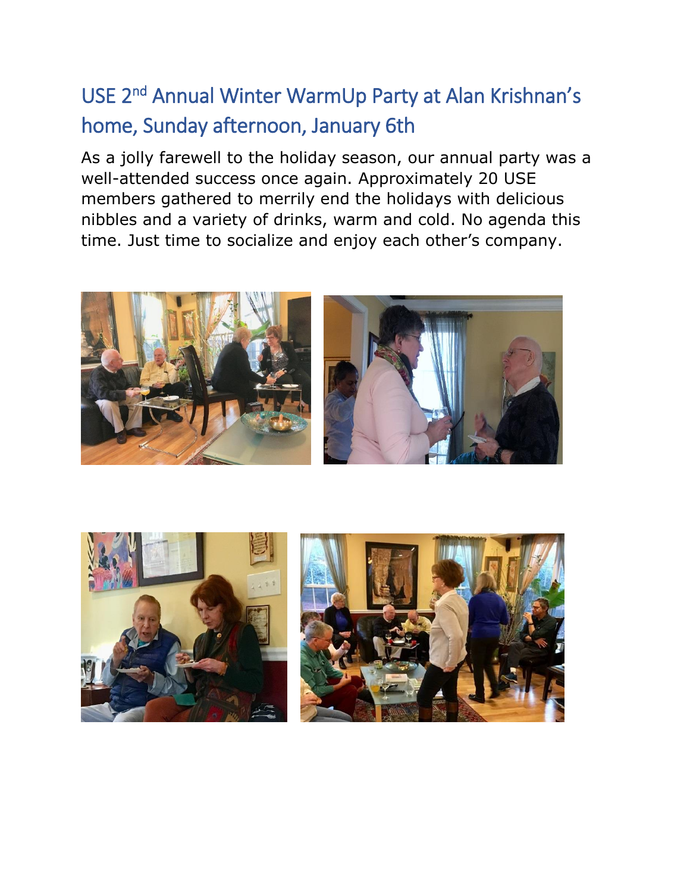# USE 2nd Annual Winter WarmUp Party at Alan Krishnan's home, Sunday afternoon, January 6th

As a jolly farewell to the holiday season, our annual party was a well-attended success once again. Approximately 20 USE members gathered to merrily end the holidays with delicious nibbles and a variety of drinks, warm and cold. No agenda this time. Just time to socialize and enjoy each other's company.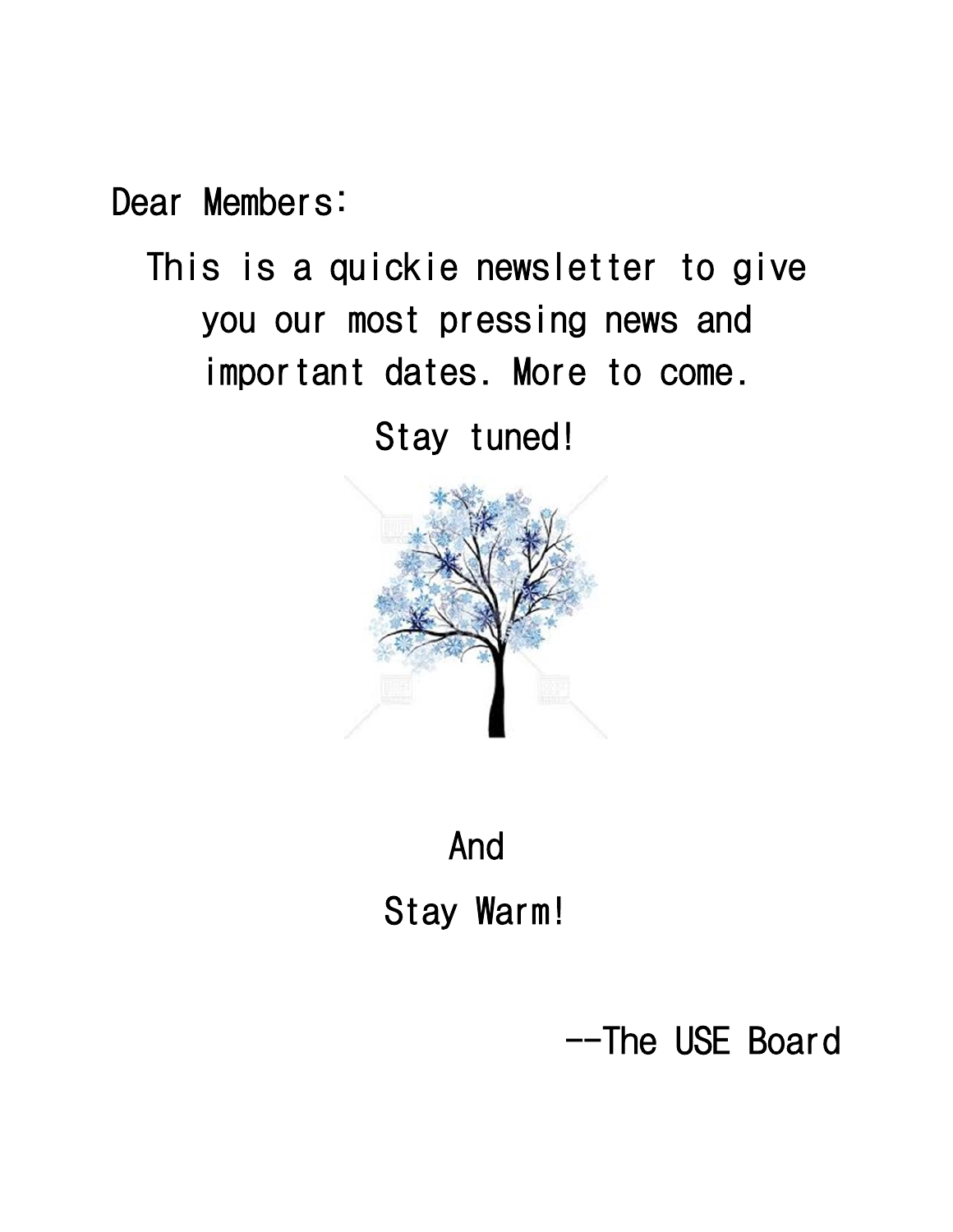Dear Members:

This is a quickie newsletter to give you our most pressing news and important dates. More to come.

Stay tuned!

And

Stay Warm!

--The USE Board